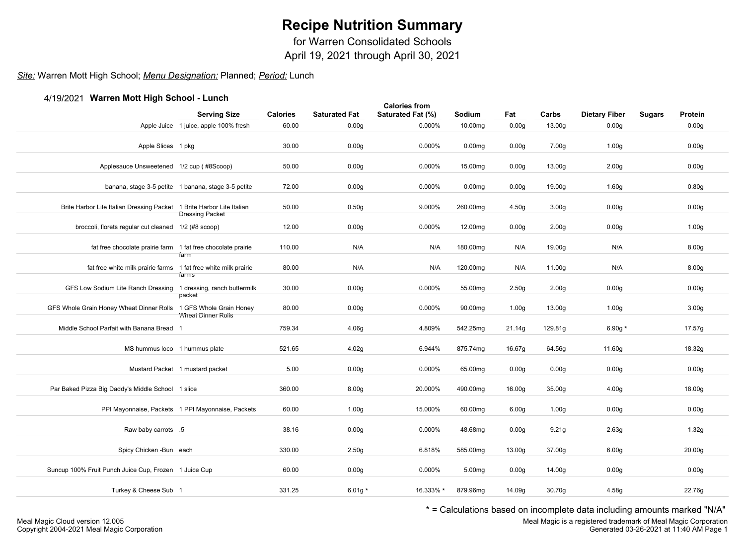# Recipe Nutrition Summary

for Warren Consolidated Schools
April 19, 2021 through April 30, 2021

*Site:* Warren Mott High School; *Menu Designation:* Planned; *Period:* Lunch

### 4/19/2021 Warren Mott High School - Lunch

| | Serving Size | Calories | Saturated Fat | Calories from Saturated Fat (%) | Sodium | Fat | Carbs | Dietary Fiber | Sugars | Protein |
|---|---|---|---|---|---|---|---|---|---|---|
| Apple Juice | 1 juice, apple 100% fresh | 60.00 | 0.00g | 0.000% | 10.00mg | 0.00g | 13.00g | 0.00g | | 0.00g |
| Apple Slices | 1 pkg | 30.00 | 0.00g | 0.000% | 0.00mg | 0.00g | 7.00g | 1.00g | | 0.00g |
| Applesauce Unsweetened | 1/2 cup ( #8Scoop) | 50.00 | 0.00g | 0.000% | 15.00mg | 0.00g | 13.00g | 2.00g | | 0.00g |
| banana, stage 3-5 petite | 1 banana, stage 3-5 petite | 72.00 | 0.00g | 0.000% | 0.00mg | 0.00g | 19.00g | 1.60g | | 0.80g |
| Brite Harbor Lite Italian Dressing Packet | 1 Brite Harbor Lite Italian Dressing Packet | 50.00 | 0.50g | 9.000% | 260.00mg | 4.50g | 3.00g | 0.00g | | 0.00g |
| broccoli, florets regular cut cleaned | 1/2 (#8 scoop) | 12.00 | 0.00g | 0.000% | 12.00mg | 0.00g | 2.00g | 0.00g | | 1.00g |
| fat free chocolate prairie farm | 1 fat free chocolate prairie farm | 110.00 | N/A | N/A | 180.00mg | N/A | 19.00g | N/A | | 8.00g |
| fat free white milk prairie farms | 1 fat free white milk prairie farms | 80.00 | N/A | N/A | 120.00mg | N/A | 11.00g | N/A | | 8.00g |
| GFS Low Sodium Lite Ranch Dressing | 1 dressing, ranch buttermilk packet | 30.00 | 0.00g | 0.000% | 55.00mg | 2.50g | 2.00g | 0.00g | | 0.00g |
| GFS Whole Grain Honey Wheat Dinner Rolls | 1 GFS Whole Grain Honey Wheat Dinner Rolls | 80.00 | 0.00g | 0.000% | 90.00mg | 1.00g | 13.00g | 1.00g | | 3.00g |
| Middle School Parfait with Banana Bread | 1 | 759.34 | 4.06g | 4.809% | 542.25mg | 21.14g | 129.81g | 6.90g * | | 17.57g |
| MS hummus loco | 1 hummus plate | 521.65 | 4.02g | 6.944% | 875.74mg | 16.67g | 64.56g | 11.60g | | 18.32g |
| Mustard Packet | 1 mustard packet | 5.00 | 0.00g | 0.000% | 65.00mg | 0.00g | 0.00g | 0.00g | | 0.00g |
| Par Baked Pizza Big Daddy's Middle School | 1 slice | 360.00 | 8.00g | 20.000% | 490.00mg | 16.00g | 35.00g | 4.00g | | 18.00g |
| PPI Mayonnaise, Packets | 1 PPI Mayonnaise, Packets | 60.00 | 1.00g | 15.000% | 60.00mg | 6.00g | 1.00g | 0.00g | | 0.00g |
| Raw baby carrots | .5 | 38.16 | 0.00g | 0.000% | 48.68mg | 0.00g | 9.21g | 2.63g | | 1.32g |
| Spicy Chicken -Bun | each | 330.00 | 2.50g | 6.818% | 585.00mg | 13.00g | 37.00g | 6.00g | | 20.00g |
| Suncup 100% Fruit Punch Juice Cup, Frozen | 1 Juice Cup | 60.00 | 0.00g | 0.000% | 5.00mg | 0.00g | 14.00g | 0.00g | | 0.00g |
| Turkey & Cheese Sub | 1 | 331.25 | 6.01g * | 16.333% * | 879.96mg | 14.09g | 30.70g | 4.58g | | 22.76g |

* = Calculations based on incomplete data including amounts marked "N/A"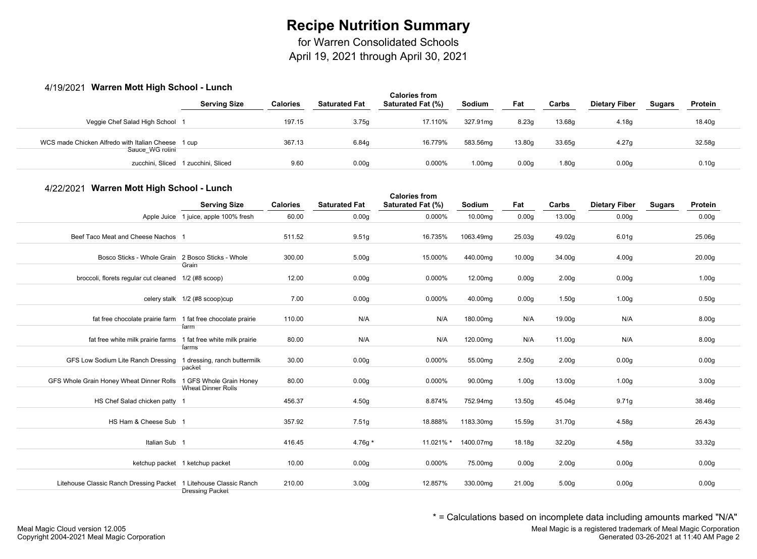# Recipe Nutrition Summary

for Warren Consolidated Schools
April 19, 2021 through April 30, 2021

### 4/19/2021 Warren Mott High School - Lunch

| | Serving Size | Calories | Saturated Fat | Calories from Saturated Fat (%) | Sodium | Fat | Carbs | Dietary Fiber | Sugars | Protein |
|---|---|---|---|---|---|---|---|---|---|---|
| Veggie Chef Salad High School | 1 | 197.15 | 3.75g | 17.110% | 327.91mg | 8.23g | 13.68g | 4.18g | | 18.40g |
| WCS made Chicken Alfredo with Italian Cheese Sauce_WG rotini | 1 cup | 367.13 | 6.84g | 16.779% | 583.56mg | 13.80g | 33.65g | 4.27g | | 32.58g |
| zucchini, Sliced | 1 zucchini, Sliced | 9.60 | 0.00g | 0.000% | 1.00mg | 0.00g | 1.80g | 0.00g | | 0.10g |

### 4/22/2021 Warren Mott High School - Lunch

| | Serving Size | Calories | Saturated Fat | Calories from Saturated Fat (%) | Sodium | Fat | Carbs | Dietary Fiber | Sugars | Protein |
|---|---|---|---|---|---|---|---|---|---|---|
| Apple Juice | 1 juice, apple 100% fresh | 60.00 | 0.00g | 0.000% | 10.00mg | 0.00g | 13.00g | 0.00g | | 0.00g |
| Beef Taco Meat and Cheese Nachos | 1 | 511.52 | 9.51g | 16.735% | 1063.49mg | 25.03g | 49.02g | 6.01g | | 25.06g |
| Bosco Sticks - Whole Grain | 2 Bosco Sticks - Whole Grain | 300.00 | 5.00g | 15.000% | 440.00mg | 10.00g | 34.00g | 4.00g | | 20.00g |
| broccoli, florets regular cut cleaned | 1/2 (#8 scoop) | 12.00 | 0.00g | 0.000% | 12.00mg | 0.00g | 2.00g | 0.00g | | 1.00g |
| celery stalk | 1/2 (#8 scoop)cup | 7.00 | 0.00g | 0.000% | 40.00mg | 0.00g | 1.50g | 1.00g | | 0.50g |
| fat free chocolate prairie farm | 1 fat free chocolate prairie farm | 110.00 | N/A | N/A | 180.00mg | N/A | 19.00g | N/A | | 8.00g |
| fat free white milk prairie farms | 1 fat free white milk prairie farms | 80.00 | N/A | N/A | 120.00mg | N/A | 11.00g | N/A | | 8.00g |
| GFS Low Sodium Lite Ranch Dressing | 1 dressing, ranch buttermilk packet | 30.00 | 0.00g | 0.000% | 55.00mg | 2.50g | 2.00g | 0.00g | | 0.00g |
| GFS Whole Grain Honey Wheat Dinner Rolls | 1 GFS Whole Grain Honey Wheat Dinner Rolls | 80.00 | 0.00g | 0.000% | 90.00mg | 1.00g | 13.00g | 1.00g | | 3.00g |
| HS Chef Salad chicken patty | 1 | 456.37 | 4.50g | 8.874% | 752.94mg | 13.50g | 45.04g | 9.71g | | 38.46g |
| HS Ham & Cheese Sub | 1 | 357.92 | 7.51g | 18.888% | 1183.30mg | 15.59g | 31.70g | 4.58g | | 26.43g |
| Italian Sub | 1 | 416.45 | 4.76g * | 11.021% * | 1400.07mg | 18.18g | 32.20g | 4.58g | | 33.32g |
| ketchup packet | 1 ketchup packet | 10.00 | 0.00g | 0.000% | 75.00mg | 0.00g | 2.00g | 0.00g | | 0.00g |
| Litehouse Classic Ranch Dressing Packet | 1 Litehouse Classic Ranch Dressing Packet | 210.00 | 3.00g | 12.857% | 330.00mg | 21.00g | 5.00g | 0.00g | | 0.00g |

* = Calculations based on incomplete data including amounts marked "N/A"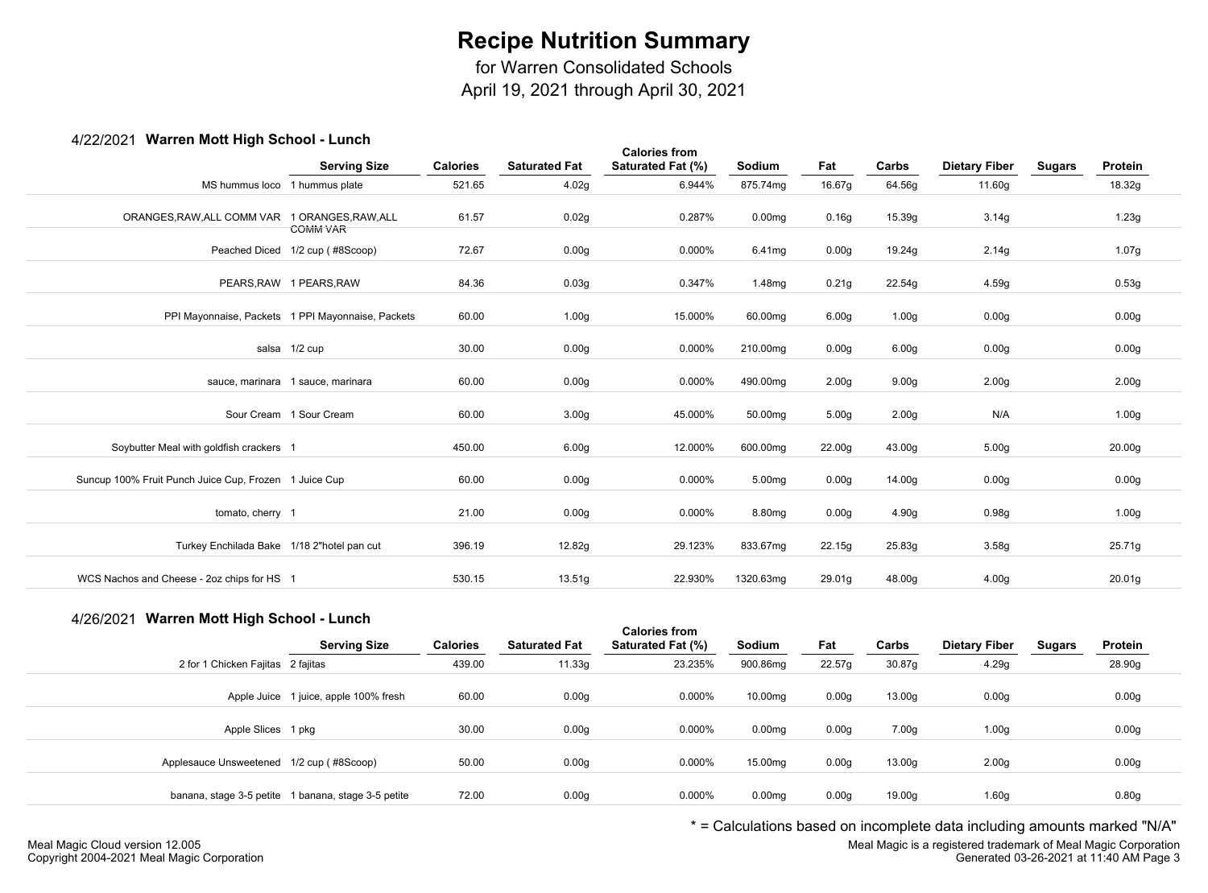# Recipe Nutrition Summary

for Warren Consolidated Schools
April 19, 2021 through April 30, 2021

## 4/22/2021 Warren Mott High School - Lunch

| | Serving Size | Calories | Saturated Fat | Calories from Saturated Fat (%) | Sodium | Fat | Carbs | Dietary Fiber | Sugars | Protein |
|---|---|---|---|---|---|---|---|---|---|---|
| MS hummus loco | 1 hummus plate | 521.65 | 4.02g | 6.944% | 875.74mg | 16.67g | 64.56g | 11.60g | | 18.32g |
| ORANGES,RAW,ALL COMM VAR | 1 ORANGES,RAW,ALL COMM VAR | 61.57 | 0.02g | 0.287% | 0.00mg | 0.16g | 15.39g | 3.14g | | 1.23g |
| Peached Diced | 1/2 cup ( #8Scoop) | 72.67 | 0.00g | 0.000% | 6.41mg | 0.00g | 19.24g | 2.14g | | 1.07g |
| PEARS,RAW | 1 PEARS,RAW | 84.36 | 0.03g | 0.347% | 1.48mg | 0.21g | 22.54g | 4.59g | | 0.53g |
| PPI Mayonnaise, Packets | 1 PPI Mayonnaise, Packets | 60.00 | 1.00g | 15.000% | 60.00mg | 6.00g | 1.00g | 0.00g | | 0.00g |
| salsa | 1/2 cup | 30.00 | 0.00g | 0.000% | 210.00mg | 0.00g | 6.00g | 0.00g | | 0.00g |
| sauce, marinara | 1 sauce, marinara | 60.00 | 0.00g | 0.000% | 490.00mg | 2.00g | 9.00g | 2.00g | | 2.00g |
| Sour Cream | 1 Sour Cream | 60.00 | 3.00g | 45.000% | 50.00mg | 5.00g | 2.00g | N/A | | 1.00g |
| Soybutter Meal with goldfish crackers | 1 | 450.00 | 6.00g | 12.000% | 600.00mg | 22.00g | 43.00g | 5.00g | | 20.00g |
| Suncup 100% Fruit Punch Juice Cup, Frozen | 1 Juice Cup | 60.00 | 0.00g | 0.000% | 5.00mg | 0.00g | 14.00g | 0.00g | | 0.00g |
| tomato, cherry | 1 | 21.00 | 0.00g | 0.000% | 8.80mg | 0.00g | 4.90g | 0.98g | | 1.00g |
| Turkey Enchilada Bake | 1/18 2"hotel pan cut | 396.19 | 12.82g | 29.123% | 833.67mg | 22.15g | 25.83g | 3.58g | | 25.71g |
| WCS Nachos and Cheese - 2oz chips for HS | 1 | 530.15 | 13.51g | 22.930% | 1320.63mg | 29.01g | 48.00g | 4.00g | | 20.01g |

## 4/26/2021 Warren Mott High School - Lunch

| | Serving Size | Calories | Saturated Fat | Calories from Saturated Fat (%) | Sodium | Fat | Carbs | Dietary Fiber | Sugars | Protein |
|---|---|---|---|---|---|---|---|---|---|---|
| 2 for 1 Chicken Fajitas | 2 fajitas | 439.00 | 11.33g | 23.235% | 900.86mg | 22.57g | 30.87g | 4.29g | | 28.90g |
| Apple Juice | 1 juice, apple 100% fresh | 60.00 | 0.00g | 0.000% | 10.00mg | 0.00g | 13.00g | 0.00g | | 0.00g |
| Apple Slices | 1 pkg | 30.00 | 0.00g | 0.000% | 0.00mg | 0.00g | 7.00g | 1.00g | | 0.00g |
| Applesauce Unsweetened | 1/2 cup ( #8Scoop) | 50.00 | 0.00g | 0.000% | 15.00mg | 0.00g | 13.00g | 2.00g | | 0.00g |
| banana, stage 3-5 petite | 1 banana, stage 3-5 petite | 72.00 | 0.00g | 0.000% | 0.00mg | 0.00g | 19.00g | 1.60g | | 0.80g |

* = Calculations based on incomplete data including amounts marked "N/A"

Meal Magic Cloud version 12.005
Copyright 2004-2021 Meal Magic Corporation

Meal Magic is a registered trademark of Meal Magic Corporation
Generated 03-26-2021 at 11:40 AM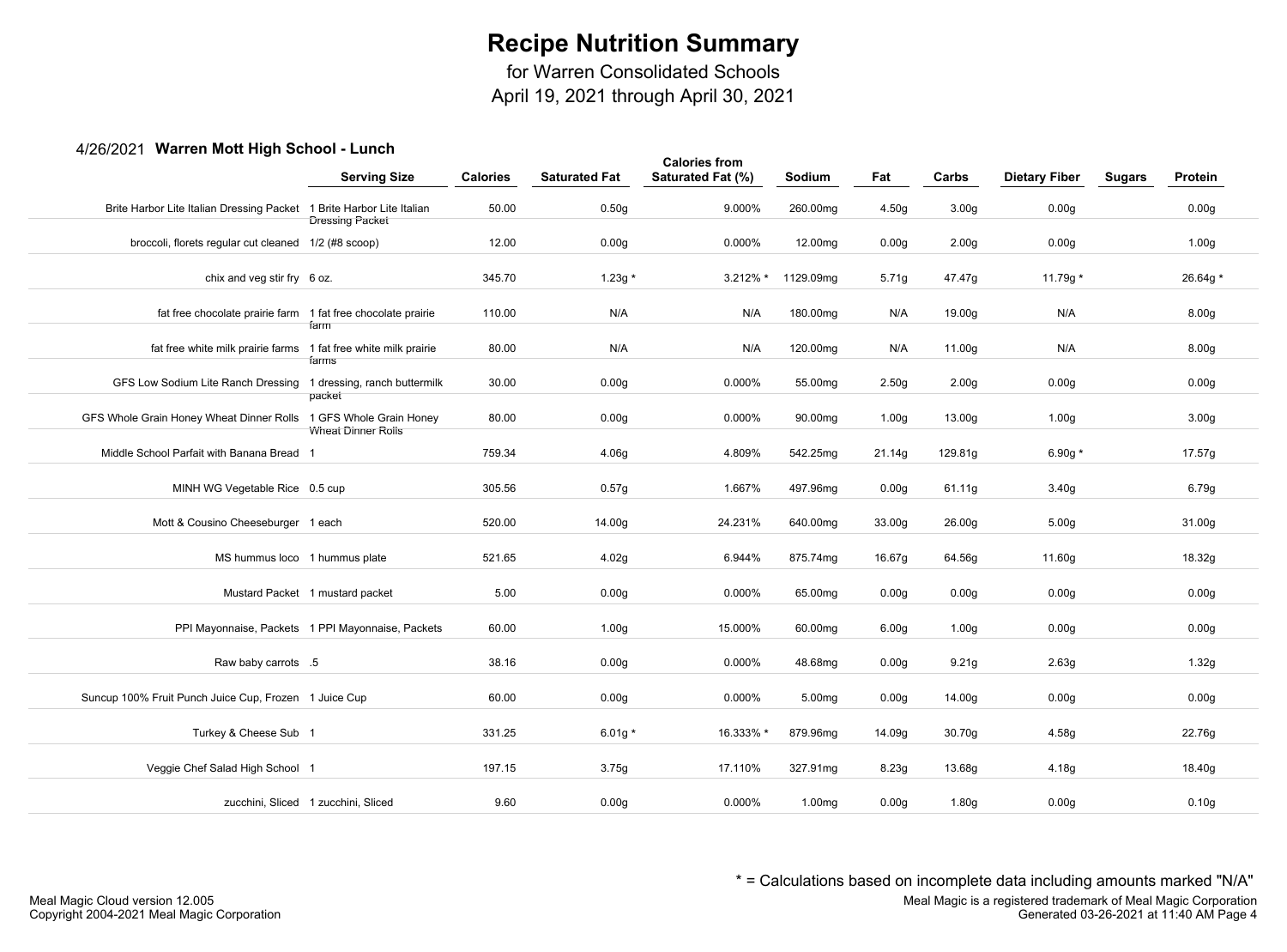# Recipe Nutrition Summary

for Warren Consolidated Schools
April 19, 2021 through April 30, 2021

### 4/26/2021 **Warren Mott High School - Lunch**

| | Serving Size | Calories | Saturated Fat | Calories from Saturated Fat (%) | Sodium | Fat | Carbs | Dietary Fiber | Sugars | Protein |
|---|---|---|---|---|---|---|---|---|---|---|
| Brite Harbor Lite Italian Dressing Packet | 1 Brite Harbor Lite Italian Dressing Packet | 50.00 | 0.50g | 9.000% | 260.00mg | 4.50g | 3.00g | 0.00g | | 0.00g |
| broccoli, florets regular cut cleaned | 1/2 (#8 scoop) | 12.00 | 0.00g | 0.000% | 12.00mg | 0.00g | 2.00g | 0.00g | | 1.00g |
| chix and veg stir fry | 6 oz. | 345.70 | 1.23g * | 3.212% * | 1129.09mg | 5.71g | 47.47g | 11.79g * | | 26.64g * |
| fat free chocolate prairie farm | 1 fat free chocolate prairie farm | 110.00 | N/A | N/A | 180.00mg | N/A | 19.00g | N/A | | 8.00g |
| fat free white milk prairie farms | 1 fat free white milk prairie farms | 80.00 | N/A | N/A | 120.00mg | N/A | 11.00g | N/A | | 8.00g |
| GFS Low Sodium Lite Ranch Dressing | 1 dressing, ranch buttermilk packet | 30.00 | 0.00g | 0.000% | 55.00mg | 2.50g | 2.00g | 0.00g | | 0.00g |
| GFS Whole Grain Honey Wheat Dinner Rolls | 1 GFS Whole Grain Honey Wheat Dinner Rolls | 80.00 | 0.00g | 0.000% | 90.00mg | 1.00g | 13.00g | 1.00g | | 3.00g |
| Middle School Parfait with Banana Bread | 1 | 759.34 | 4.06g | 4.809% | 542.25mg | 21.14g | 129.81g | 6.90g * | | 17.57g |
| MINH WG Vegetable Rice | 0.5 cup | 305.56 | 0.57g | 1.667% | 497.96mg | 0.00g | 61.11g | 3.40g | | 6.79g |
| Mott & Cousino Cheeseburger | 1 each | 520.00 | 14.00g | 24.231% | 640.00mg | 33.00g | 26.00g | 5.00g | | 31.00g |
| MS hummus loco | 1 hummus plate | 521.65 | 4.02g | 6.944% | 875.74mg | 16.67g | 64.56g | 11.60g | | 18.32g |
| Mustard Packet | 1 mustard packet | 5.00 | 0.00g | 0.000% | 65.00mg | 0.00g | 0.00g | 0.00g | | 0.00g |
| PPI Mayonnaise, Packets | 1 PPI Mayonnaise, Packets | 60.00 | 1.00g | 15.000% | 60.00mg | 6.00g | 1.00g | 0.00g | | 0.00g |
| Raw baby carrots | .5 | 38.16 | 0.00g | 0.000% | 48.68mg | 0.00g | 9.21g | 2.63g | | 1.32g |
| Suncup 100% Fruit Punch Juice Cup, Frozen | 1 Juice Cup | 60.00 | 0.00g | 0.000% | 5.00mg | 0.00g | 14.00g | 0.00g | | 0.00g |
| Turkey & Cheese Sub | 1 | 331.25 | 6.01g * | 16.333% * | 879.96mg | 14.09g | 30.70g | 4.58g | | 22.76g |
| Veggie Chef Salad High School | 1 | 197.15 | 3.75g | 17.110% | 327.91mg | 8.23g | 13.68g | 4.18g | | 18.40g |
| zucchini, Sliced | 1 zucchini, Sliced | 9.60 | 0.00g | 0.000% | 1.00mg | 0.00g | 1.80g | 0.00g | | 0.10g |

\* = Calculations based on incomplete data including amounts marked "N/A"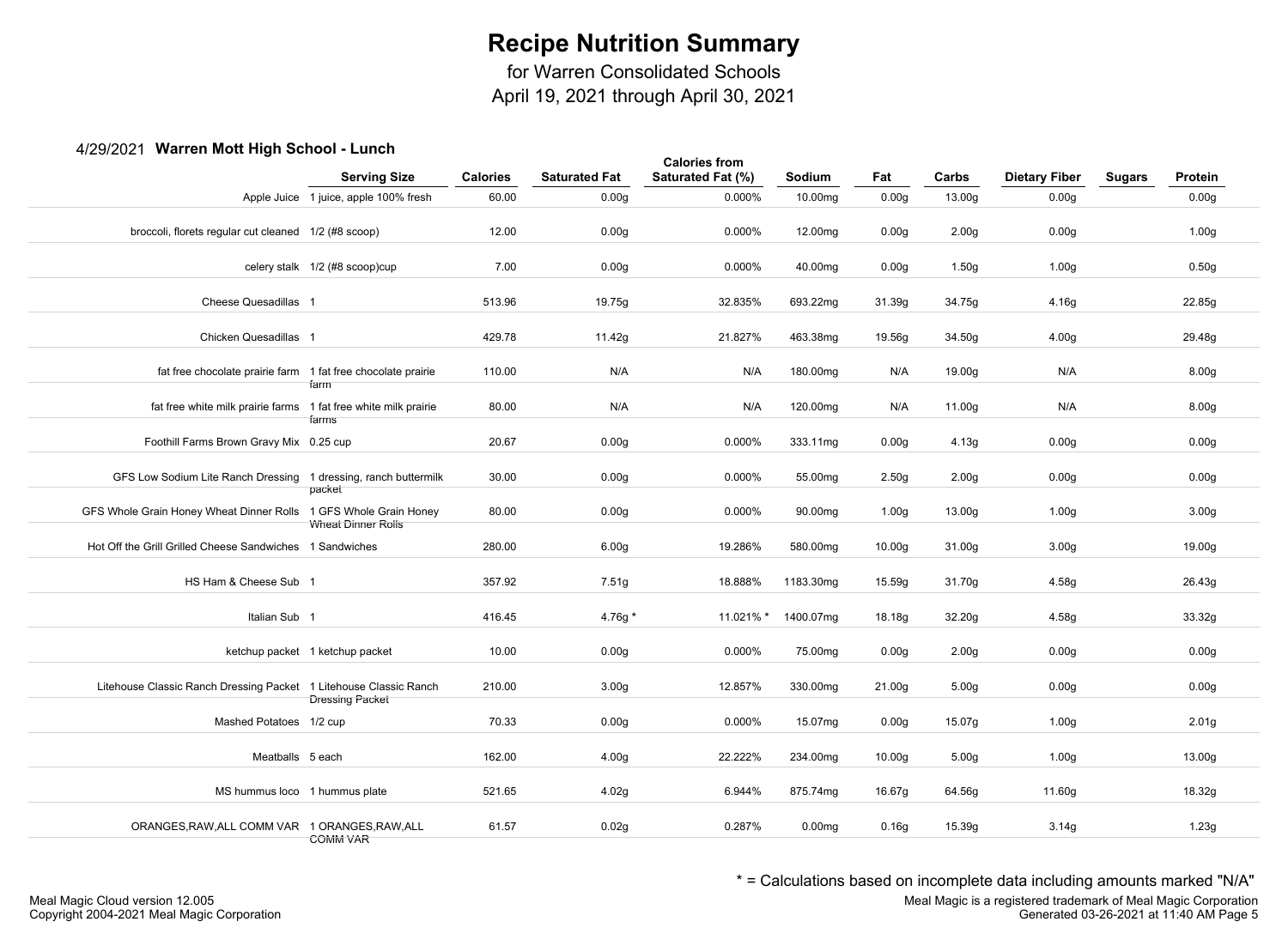# Recipe Nutrition Summary

for Warren Consolidated Schools
April 19, 2021 through April 30, 2021

## 4/29/2021 Warren Mott High School - Lunch

| | Serving Size | Calories | Saturated Fat | Calories from Saturated Fat (%) | Sodium | Fat | Carbs | Dietary Fiber | Sugars | Protein |
|---|---|---|---|---|---|---|---|---|---|---|
| Apple Juice | 1 juice, apple 100% fresh | 60.00 | 0.00g | 0.000% | 10.00mg | 0.00g | 13.00g | 0.00g | | 0.00g |
| broccoli, florets regular cut cleaned | 1/2 (#8 scoop) | 12.00 | 0.00g | 0.000% | 12.00mg | 0.00g | 2.00g | 0.00g | | 1.00g |
| celery stalk | 1/2 (#8 scoop)cup | 7.00 | 0.00g | 0.000% | 40.00mg | 0.00g | 1.50g | 1.00g | | 0.50g |
| Cheese Quesadillas | 1 | 513.96 | 19.75g | 32.835% | 693.22mg | 31.39g | 34.75g | 4.16g | | 22.85g |
| Chicken Quesadillas | 1 | 429.78 | 11.42g | 21.827% | 463.38mg | 19.56g | 34.50g | 4.00g | | 29.48g |
| fat free chocolate prairie farm | 1 fat free chocolate prairie farm | 110.00 | N/A | N/A | 180.00mg | N/A | 19.00g | N/A | | 8.00g |
| fat free white milk prairie farms | 1 fat free white milk prairie farms | 80.00 | N/A | N/A | 120.00mg | N/A | 11.00g | N/A | | 8.00g |
| Foothill Farms Brown Gravy Mix | 0.25 cup | 20.67 | 0.00g | 0.000% | 333.11mg | 0.00g | 4.13g | 0.00g | | 0.00g |
| GFS Low Sodium Lite Ranch Dressing | 1 dressing, ranch buttermilk packet | 30.00 | 0.00g | 0.000% | 55.00mg | 2.50g | 2.00g | 0.00g | | 0.00g |
| GFS Whole Grain Honey Wheat Dinner Rolls | 1 GFS Whole Grain Honey Wheat Dinner Rolls | 80.00 | 0.00g | 0.000% | 90.00mg | 1.00g | 13.00g | 1.00g | | 3.00g |
| Hot Off the Grill Grilled Cheese Sandwiches | 1 Sandwiches | 280.00 | 6.00g | 19.286% | 580.00mg | 10.00g | 31.00g | 3.00g | | 19.00g |
| HS Ham & Cheese Sub | 1 | 357.92 | 7.51g | 18.888% | 1183.30mg | 15.59g | 31.70g | 4.58g | | 26.43g |
| Italian Sub | 1 | 416.45 | 4.76g * | 11.021% * | 1400.07mg | 18.18g | 32.20g | 4.58g | | 33.32g |
| ketchup packet | 1 ketchup packet | 10.00 | 0.00g | 0.000% | 75.00mg | 0.00g | 2.00g | 0.00g | | 0.00g |
| Litehouse Classic Ranch Dressing Packet | 1 Litehouse Classic Ranch Dressing Packet | 210.00 | 3.00g | 12.857% | 330.00mg | 21.00g | 5.00g | 0.00g | | 0.00g |
| Mashed Potatoes | 1/2 cup | 70.33 | 0.00g | 0.000% | 15.07mg | 0.00g | 15.07g | 1.00g | | 2.01g |
| Meatballs | 5 each | 162.00 | 4.00g | 22.222% | 234.00mg | 10.00g | 5.00g | 1.00g | | 13.00g |
| MS hummus loco | 1 hummus plate | 521.65 | 4.02g | 6.944% | 875.74mg | 16.67g | 64.56g | 11.60g | | 18.32g |
| ORANGES,RAW,ALL COMM VAR | 1 ORANGES,RAW,ALL COMM VAR | 61.57 | 0.02g | 0.287% | 0.00mg | 0.16g | 15.39g | 3.14g | | 1.23g |

* = Calculations based on incomplete data including amounts marked "N/A"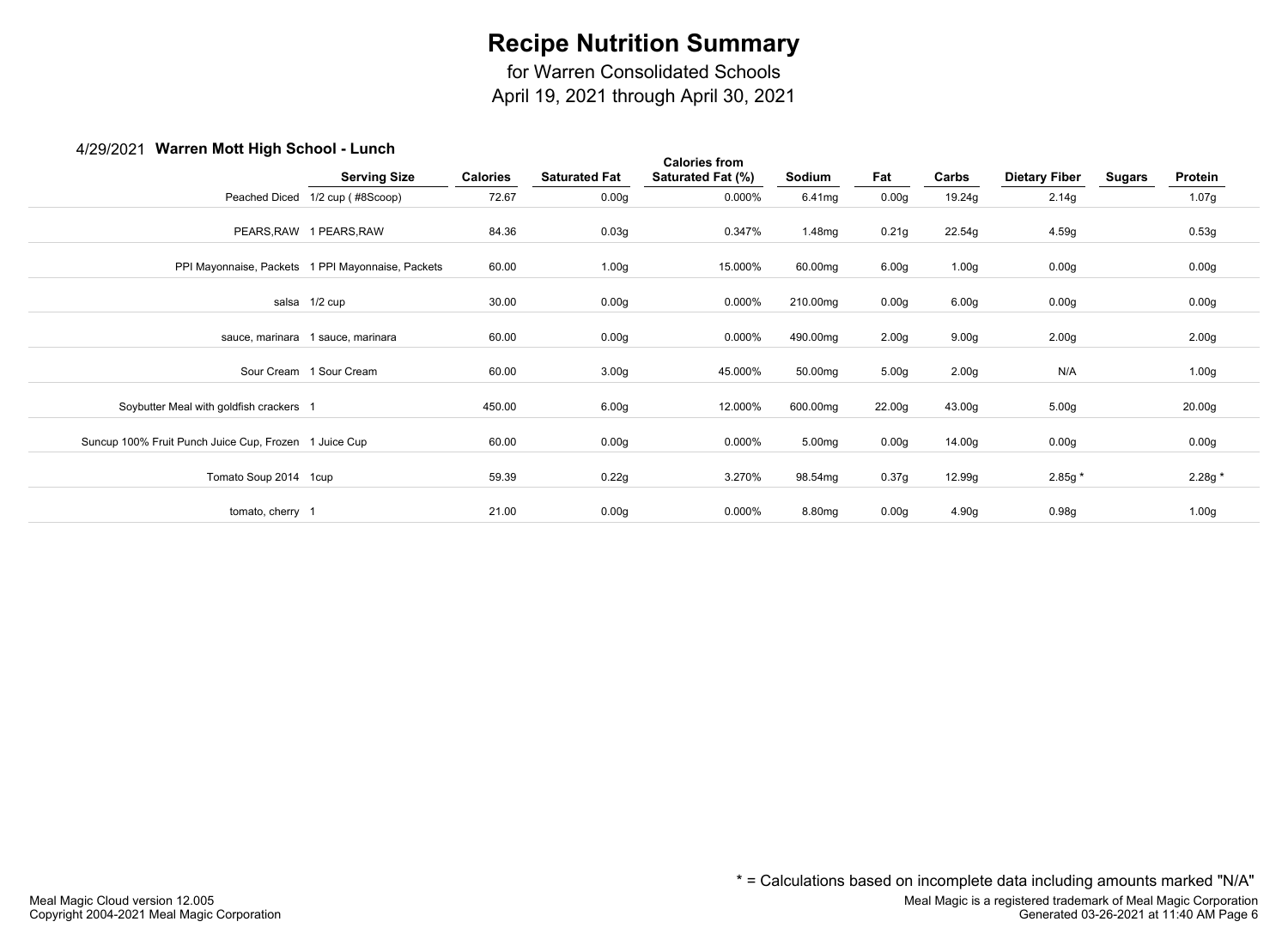# Recipe Nutrition Summary

for Warren Consolidated Schools
April 19, 2021 through April 30, 2021

4/29/2021 **Warren Mott High School - Lunch**

| | Serving Size | Calories | Saturated Fat | Calories from Saturated Fat (%) | Sodium | Fat | Carbs | Dietary Fiber | Sugars | Protein |
|---|---|---|---|---|---|---|---|---|---|---|
| Peached Diced | 1/2 cup ( #8Scoop) | 72.67 | 0.00g | 0.000% | 6.41mg | 0.00g | 19.24g | 2.14g | | 1.07g |
| PEARS,RAW | 1 PEARS,RAW | 84.36 | 0.03g | 0.347% | 1.48mg | 0.21g | 22.54g | 4.59g | | 0.53g |
| PPI Mayonnaise, Packets | 1 PPI Mayonnaise, Packets | 60.00 | 1.00g | 15.000% | 60.00mg | 6.00g | 1.00g | 0.00g | | 0.00g |
| salsa | 1/2 cup | 30.00 | 0.00g | 0.000% | 210.00mg | 0.00g | 6.00g | 0.00g | | 0.00g |
| sauce, marinara | 1 sauce, marinara | 60.00 | 0.00g | 0.000% | 490.00mg | 2.00g | 9.00g | 2.00g | | 2.00g |
| Sour Cream | 1 Sour Cream | 60.00 | 3.00g | 45.000% | 50.00mg | 5.00g | 2.00g | N/A | | 1.00g |
| Soybutter Meal with goldfish crackers | 1 | 450.00 | 6.00g | 12.000% | 600.00mg | 22.00g | 43.00g | 5.00g | | 20.00g |
| Suncup 100% Fruit Punch Juice Cup, Frozen | 1 Juice Cup | 60.00 | 0.00g | 0.000% | 5.00mg | 0.00g | 14.00g | 0.00g | | 0.00g |
| Tomato Soup 2014 | 1cup | 59.39 | 0.22g | 3.270% | 98.54mg | 0.37g | 12.99g | 2.85g * | | 2.28g * |
| tomato, cherry | 1 | 21.00 | 0.00g | 0.000% | 8.80mg | 0.00g | 4.90g | 0.98g | | 1.00g |

\* = Calculations based on incomplete data including amounts marked "N/A"

Meal Magic Cloud version 12.005
Copyright 2004-2021 Meal Magic Corporation

Meal Magic is a registered trademark of Meal Magic Corporation
Generated 03-26-2021 at 11:40 AM